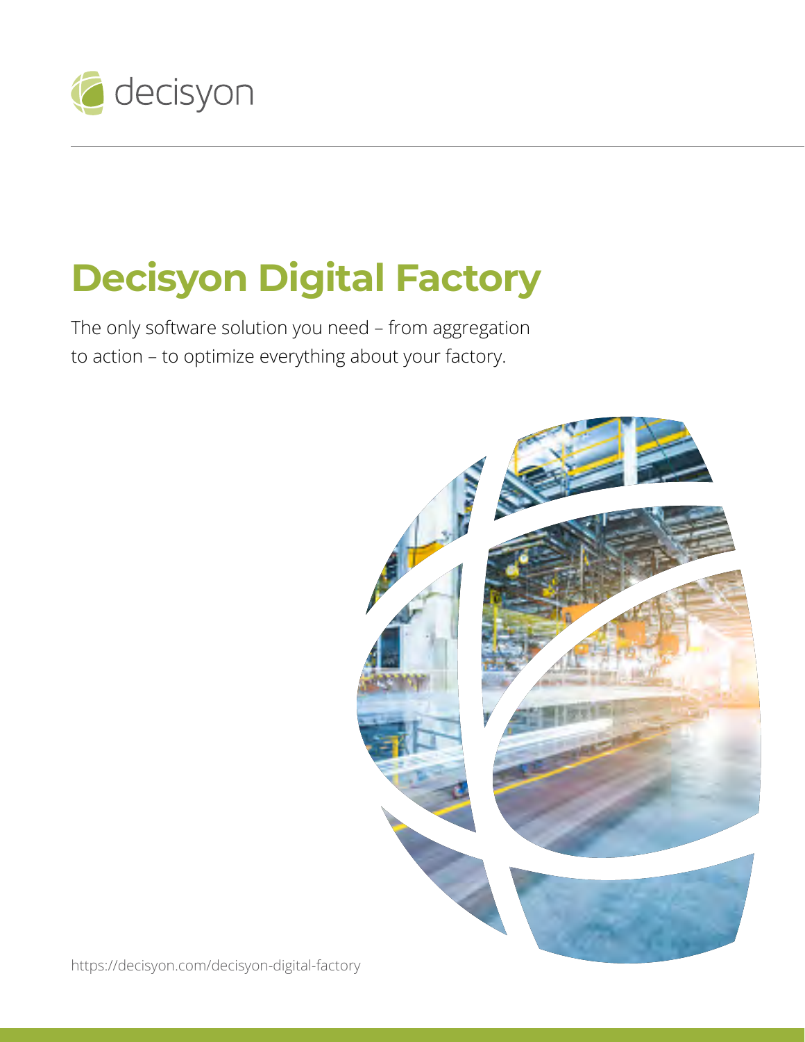decisyon

# Decisyon Digital Factory

The only software solution you need – from aggregation to action – to optimize everything about your factory.

https://decisyon.com/decisyon-digital-factory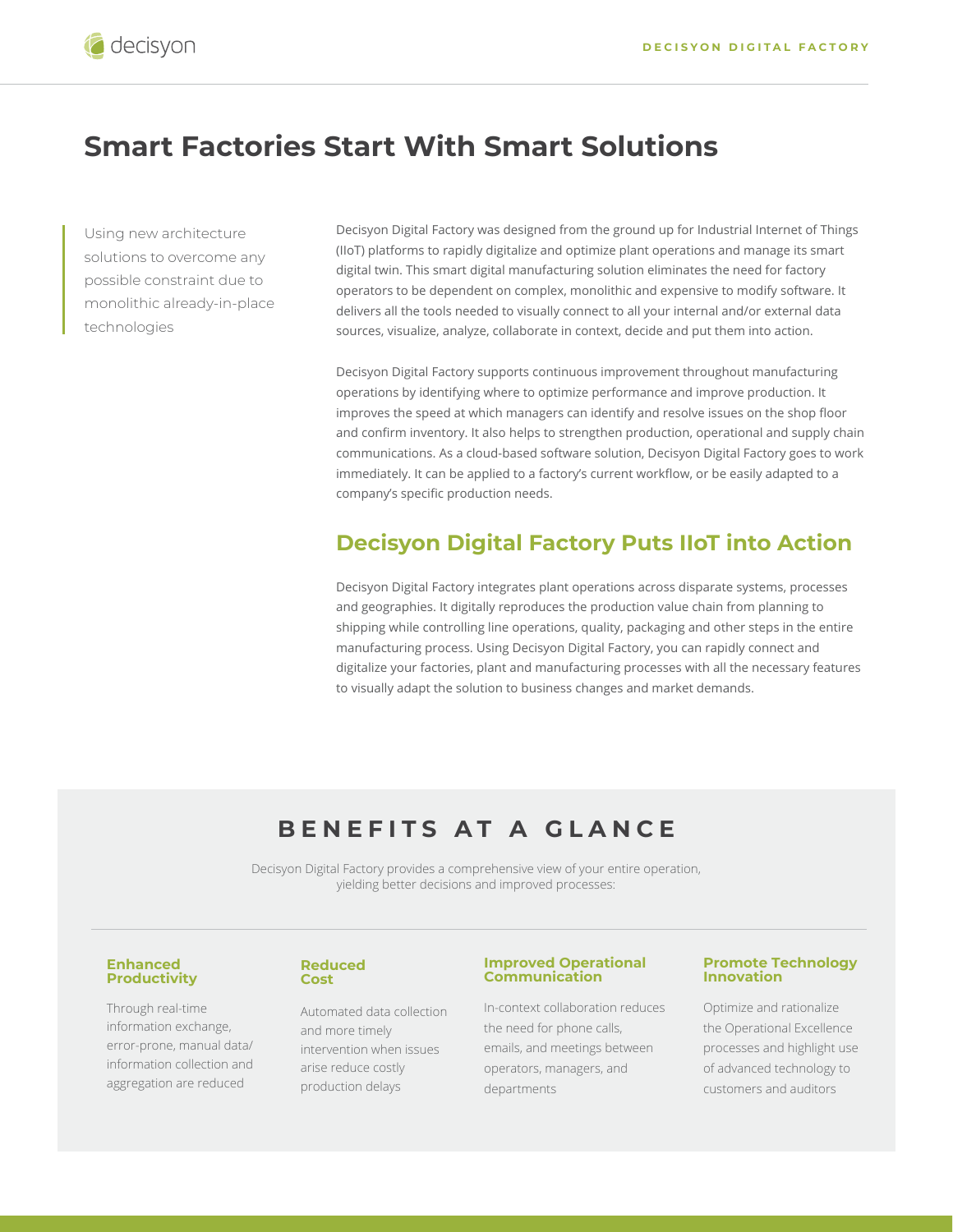# Smart Factories Start With Smart Solutions

Using new architecture solutions to overcome any possible constraint due to monolithic already-in-place technologies

Decisyon Digital Factory was designed from the ground up for Industrial Internet of Things (IIoT) platforms to rapidly digitalize and optimize plant operations and manage its smart digital twin. This smart digital manufacturing solution eliminates the need for factory operators to be dependent on complex, monolithic and expensive to modify software. It delivers all the tools needed to visually connect to all your internal and/or external data sources, visualize, analyze, collaborate in context, decide and put them into action.

Decisyon Digital Factory supports continuous improvement throughout manufacturing operations by identifying where to optimize performance and improve production. It improves the speed at which managers can identify and resolve issues on the shop floor and confirm inventory. It also helps to strengthen production, operational and supply chain communications. As a cloud-based software solution, Decisyon Digital Factory goes to work immediately. It can be applied to a factory's current workflow, or be easily adapted to a company's specific production needs.

## Decisyon Digital Factory Puts IIoT into Action

Decisyon Digital Factory integrates plant operations across disparate systems, processes and geographies. It digitally reproduces the production value chain from planning to shipping while controlling line operations, quality, packaging and other steps in the entire manufacturing process. Using Decisyon Digital Factory, you can rapidly connect and digitalize your factories, plant and manufacturing processes with all the necessary features to visually adapt the solution to business changes and market demands.

## BENEFITS AT A GLANCE

Decisyon Digital Factory provides a comprehensive view of your entire operation, yielding better decisions and improved processes:

### Enhanced Productivity

Through real-time information exchange, error-prone, manual data/information collection and aggregation are reduced

### Reduced Cost

Automated data collection and more timely intervention when issues arise reduce costly production delays

### Improved Operational Communication

In-context collaboration reduces the need for phone calls, emails, and meetings between operators, managers, and departments

### Promote Technology Innovation

Optimize and rationalize the Operational Excellence processes and highlight use of advanced technology to customers and auditors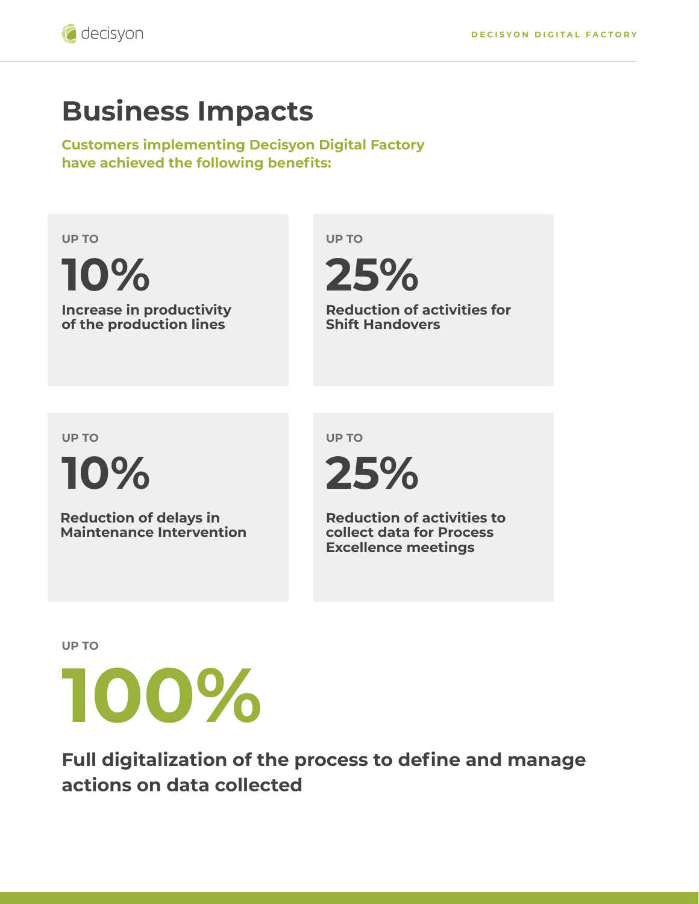# Business Impacts

**Customers implementing Decisyon Digital Factory have achieved the following benefits:**

UP TO

**10%**

**Increase in productivity of the production lines**

UP TO

**25%**

**Reduction of activities for Shift Handovers**

UP TO

**10%**

**Reduction of delays in Maintenance Intervention**

UP TO

**25%**

**Reduction of activities to collect data for Process Excellence meetings**

UP TO

**100%**

**Full digitalization of the process to define and manage actions on data collected**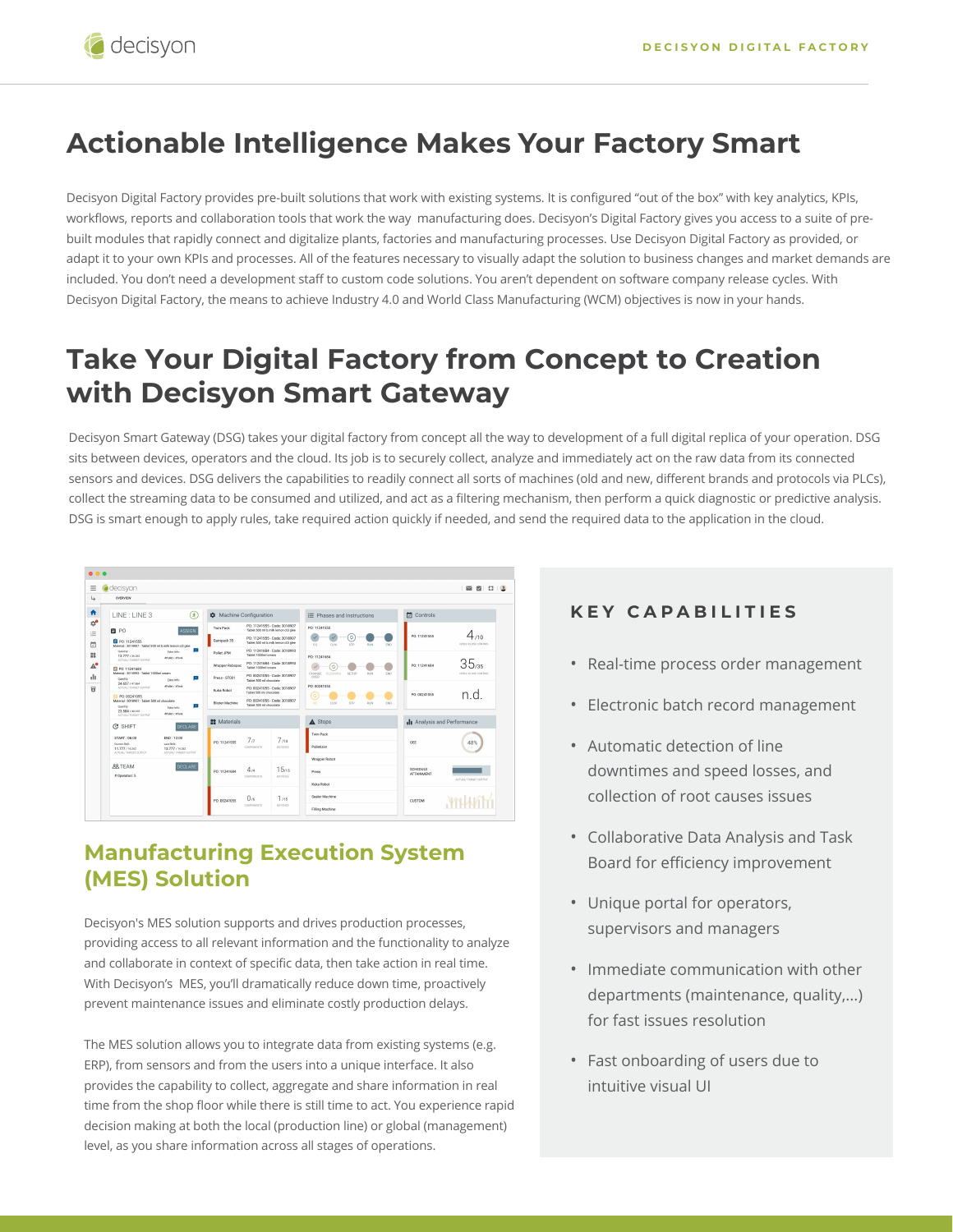# Actionable Intelligence Makes Your Factory Smart

Decisyon Digital Factory provides pre-built solutions that work with existing systems. It is configured "out of the box" with key analytics, KPIs, workflows, reports and collaboration tools that work the way manufacturing does. Decisyon's Digital Factory gives you access to a suite of pre-built modules that rapidly connect and digitalize plants, factories and manufacturing processes. Use Decisyon Digital Factory as provided, or adapt it to your own KPIs and processes. All of the features necessary to visually adapt the solution to business changes and market demands are included. You don't need a development staff to custom code solutions. You aren't dependent on software company release cycles. With Decisyon Digital Factory, the means to achieve Industry 4.0 and World Class Manufacturing (WCM) objectives is now in your hands.

# Take Your Digital Factory from Concept to Creation with Decisyon Smart Gateway

Decisyon Smart Gateway (DSG) takes your digital factory from concept all the way to development of a full digital replica of your operation. DSG sits between devices, operators and the cloud. Its job is to securely collect, analyze and immediately act on the raw data from its connected sensors and devices. DSG delivers the capabilities to readily connect all sorts of machines (old and new, different brands and protocols via PLCs), collect the streaming data to be consumed and utilized, and act as a filtering mechanism, then perform a quick diagnostic or predictive analysis. DSG is smart enough to apply rules, take required action quickly if needed, and send the required data to the application in the cloud.

## Manufacturing Execution System (MES) Solution

Decisyon's MES solution supports and drives production processes, providing access to all relevant information and the functionality to analyze and collaborate in context of specific data, then take action in real time. With Decisyon's MES, you'll dramatically reduce down time, proactively prevent maintenance issues and eliminate costly production delays.

The MES solution allows you to integrate data from existing systems (e.g. ERP), from sensors and from the users into a unique interface. It also provides the capability to collect, aggregate and share information in real time from the shop floor while there is still time to act. You experience rapid decision making at both the local (production line) or global (management) level, as you share information across all stages of operations.

## KEY CAPABILITIES

- Real-time process order management
- Electronic batch record management
- Automatic detection of line downtimes and speed losses, and collection of root causes issues
- Collaborative Data Analysis and Task Board for efficiency improvement
- Unique portal for operators, supervisors and managers
- Immediate communication with other departments (maintenance, quality,...) for fast issues resolution
- Fast onboarding of users due to intuitive visual UI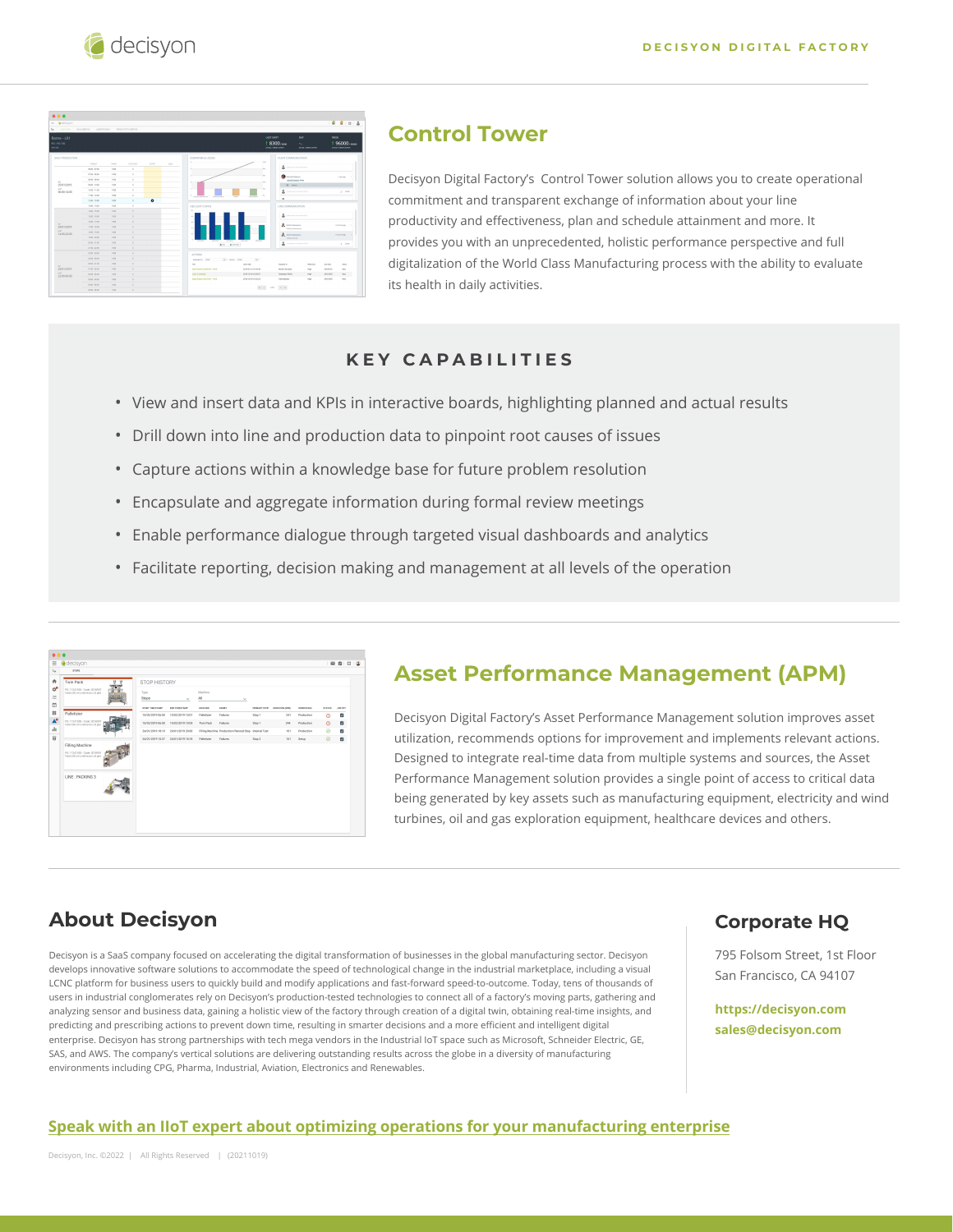## Control Tower

Decisyon Digital Factory's Control Tower solution allows you to create operational commitment and transparent exchange of information about your line productivity and effectiveness, plan and schedule attainment and more. It provides you with an unprecedented, holistic performance perspective and full digitalization of the World Class Manufacturing process with the ability to evaluate its health in daily activities.

### KEY CAPABILITIES

- View and insert data and KPIs in interactive boards, highlighting planned and actual results
- Drill down into line and production data to pinpoint root causes of issues
- Capture actions within a knowledge base for future problem resolution
- Encapsulate and aggregate information during formal review meetings
- Enable performance dialogue through targeted visual dashboards and analytics
- Facilitate reporting, decision making and management at all levels of the operation

## Asset Performance Management (APM)

Decisyon Digital Factory's Asset Performance Management solution improves asset utilization, recommends options for improvement and implements relevant actions. Designed to integrate real-time data from multiple systems and sources, the Asset Performance Management solution provides a single point of access to critical data being generated by key assets such as manufacturing equipment, electricity and wind turbines, oil and gas exploration equipment, healthcare devices and others.

## About Decisyon

Decisyon is a SaaS company focused on accelerating the digital transformation of businesses in the global manufacturing sector. Decisyon develops innovative software solutions to accommodate the speed of technological change in the industrial marketplace, including a visual LCNC platform for business users to quickly build and modify applications and fast-forward speed-to-outcome. Today, tens of thousands of users in industrial conglomerates rely on Decisyon's production-tested technologies to connect all of a factory's moving parts, gathering and analyzing sensor and business data, gaining a holistic view of the factory through creation of a digital twin, obtaining real-time insights, and predicting and prescribing actions to prevent down time, resulting in smarter decisions and a more efficient and intelligent digital enterprise. Decisyon has strong partnerships with tech mega vendors in the Industrial IoT space such as Microsoft, Schneider Electric, GE, SAS, and AWS. The company's vertical solutions are delivering outstanding results across the globe in a diversity of manufacturing environments including CPG, Pharma, Industrial, Aviation, Electronics and Renewables.

## Corporate HQ

795 Folsom Street, 1st Floor
San Francisco, CA 94107

**https://decisyon.com**
**sales@decisyon.com**

**Speak with an IIoT expert about optimizing operations for your manufacturing enterprise**

Decisyon, Inc. ©2022 | All Rights Reserved | (20211019)